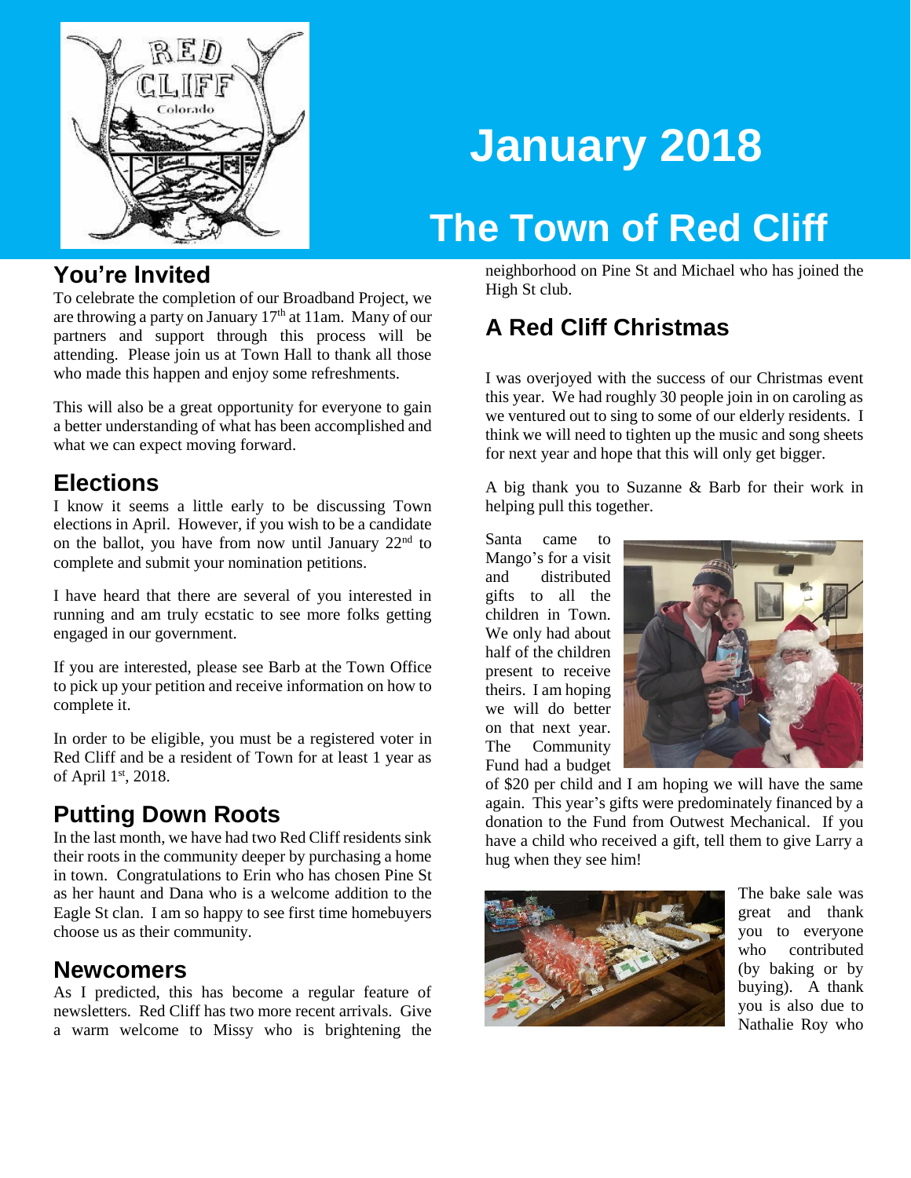# January 2018

# The Town of Red Cliff

## You're Invited

To celebrate the completion of our Broadband Project, we are throwing a party on January 17th at 11am. Many of our partners and support through this process will be attending. Please join us at Town Hall to thank all those who made this happen and enjoy some refreshments.

This will also be a great opportunity for everyone to gain a better understanding of what has been accomplished and what we can expect moving forward.

## Elections

I know it seems a little early to be discussing Town elections in April. However, if you wish to be a candidate on the ballot, you have from now until January 22nd to complete and submit your nomination petitions.

I have heard that there are several of you interested in running and am truly ecstatic to see more folks getting engaged in our government.

If you are interested, please see Barb at the Town Office to pick up your petition and receive information on how to complete it.

In order to be eligible, you must be a registered voter in Red Cliff and be a resident of Town for at least 1 year as of April 1st, 2018.

## Putting Down Roots

In the last month, we have had two Red Cliff residents sink their roots in the community deeper by purchasing a home in town. Congratulations to Erin who has chosen Pine St as her haunt and Dana who is a welcome addition to the Eagle St clan. I am so happy to see first time homebuyers choose us as their community.

## Newcomers

As I predicted, this has become a regular feature of newsletters. Red Cliff has two more recent arrivals. Give a warm welcome to Missy who is brightening the neighborhood on Pine St and Michael who has joined the High St club.

## A Red Cliff Christmas

I was overjoyed with the success of our Christmas event this year. We had roughly 30 people join in on caroling as we ventured out to sing to some of our elderly residents. I think we will need to tighten up the music and song sheets for next year and hope that this will only get bigger.

A big thank you to Suzanne & Barb for their work in helping pull this together.

Santa came to Mango's for a visit and distributed gifts to all the children in Town. We only had about half of the children present to receive theirs. I am hoping we will do better on that next year. The Community Fund had a budget of $20 per child and I am hoping we will have the same again. This year's gifts were predominately financed by a donation to the Fund from Outwest Mechanical. If you have a child who received a gift, tell them to give Larry a hug when they see him!

The bake sale was great and thank you to everyone who contributed (by baking or by buying). A thank you is also due to Nathalie Roy who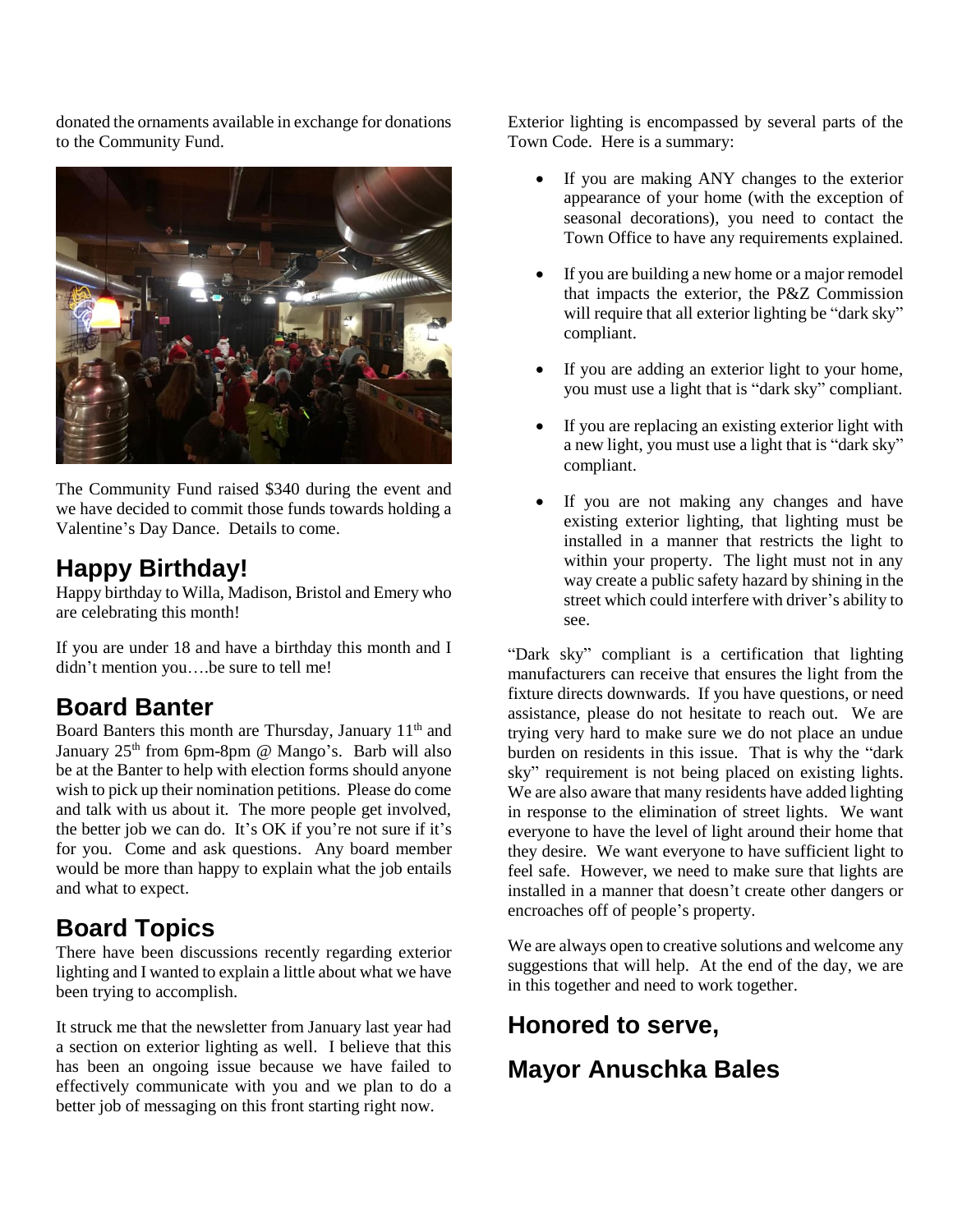donated the ornaments available in exchange for donations to the Community Fund.

The Community Fund raised $340 during the event and we have decided to commit those funds towards holding a Valentine's Day Dance. Details to come.

## Happy Birthday!

Happy birthday to Willa, Madison, Bristol and Emery who are celebrating this month!

If you are under 18 and have a birthday this month and I didn't mention you….be sure to tell me!

## Board Banter

Board Banters this month are Thursday, January 11th and January 25th from 6pm-8pm @ Mango's. Barb will also be at the Banter to help with election forms should anyone wish to pick up their nomination petitions. Please do come and talk with us about it. The more people get involved, the better job we can do. It's OK if you're not sure if it's for you. Come and ask questions. Any board member would be more than happy to explain what the job entails and what to expect.

## Board Topics

There have been discussions recently regarding exterior lighting and I wanted to explain a little about what we have been trying to accomplish.

It struck me that the newsletter from January last year had a section on exterior lighting as well. I believe that this has been an ongoing issue because we have failed to effectively communicate with you and we plan to do a better job of messaging on this front starting right now.

Exterior lighting is encompassed by several parts of the Town Code. Here is a summary:

- If you are making ANY changes to the exterior appearance of your home (with the exception of seasonal decorations), you need to contact the Town Office to have any requirements explained.
- If you are building a new home or a major remodel that impacts the exterior, the P&Z Commission will require that all exterior lighting be "dark sky" compliant.
- If you are adding an exterior light to your home, you must use a light that is "dark sky" compliant.
- If you are replacing an existing exterior light with a new light, you must use a light that is "dark sky" compliant.
- If you are not making any changes and have existing exterior lighting, that lighting must be installed in a manner that restricts the light to within your property. The light must not in any way create a public safety hazard by shining in the street which could interfere with driver's ability to see.

"Dark sky" compliant is a certification that lighting manufacturers can receive that ensures the light from the fixture directs downwards. If you have questions, or need assistance, please do not hesitate to reach out. We are trying very hard to make sure we do not place an undue burden on residents in this issue. That is why the "dark sky" requirement is not being placed on existing lights. We are also aware that many residents have added lighting in response to the elimination of street lights. We want everyone to have the level of light around their home that they desire. We want everyone to have sufficient light to feel safe. However, we need to make sure that lights are installed in a manner that doesn't create other dangers or encroaches off of people's property.

We are always open to creative solutions and welcome any suggestions that will help. At the end of the day, we are in this together and need to work together.

## Honored to serve,

## Mayor Anuschka Bales